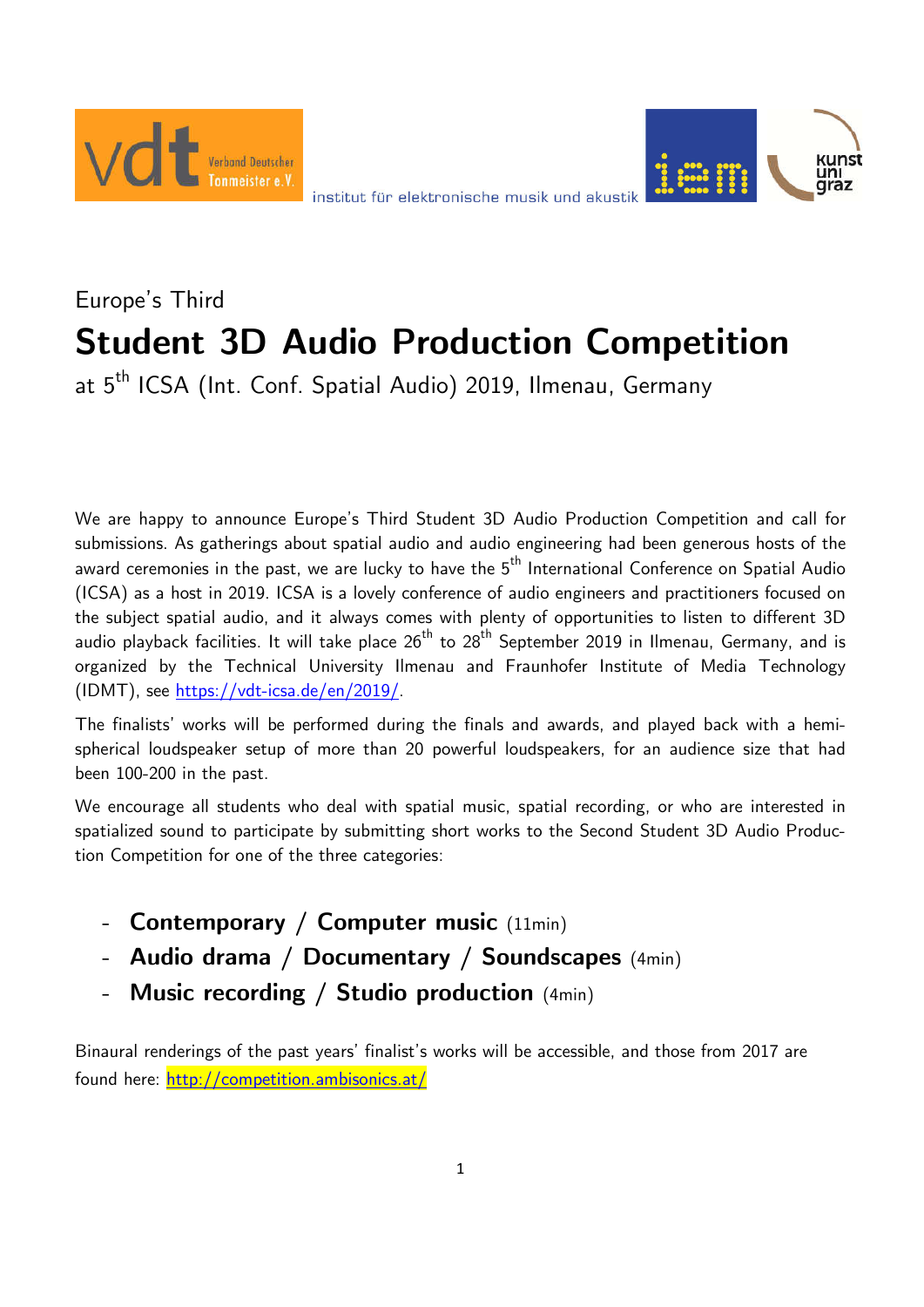vdt Verband Deutscher Tonmeister e.V.

institut für elektronische musik und akustik

iem

kunst uni graz

Europe's Third

# Student 3D Audio Production Competition

at 5th ICSA (Int. Conf. Spatial Audio) 2019, Ilmenau, Germany

We are happy to announce Europe's Third Student 3D Audio Production Competition and call for submissions. As gatherings about spatial audio and audio engineering had been generous hosts of the award ceremonies in the past, we are lucky to have the 5th International Conference on Spatial Audio (ICSA) as a host in 2019. ICSA is a lovely conference of audio engineers and practitioners focused on the subject spatial audio, and it always comes with plenty of opportunities to listen to different 3D audio playback facilities. It will take place 26th to 28th September 2019 in Ilmenau, Germany, and is organized by the Technical University Ilmenau and Fraunhofer Institute of Media Technology (IDMT), see https://vdt-icsa.de/en/2019/.

The finalists' works will be performed during the finals and awards, and played back with a hemi-spherical loudspeaker setup of more than 20 powerful loudspeakers, for an audience size that had been 100-200 in the past.

We encourage all students who deal with spatial music, spatial recording, or who are interested in spatialized sound to participate by submitting short works to the Second Student 3D Audio Production Competition for one of the three categories:

- **Contemporary / Computer music** (11min)
- **Audio drama / Documentary / Soundscapes** (4min)
- **Music recording / Studio production** (4min)

Binaural renderings of the past years' finalist's works will be accessible, and those from 2017 are found here: http://competition.ambisonics.at/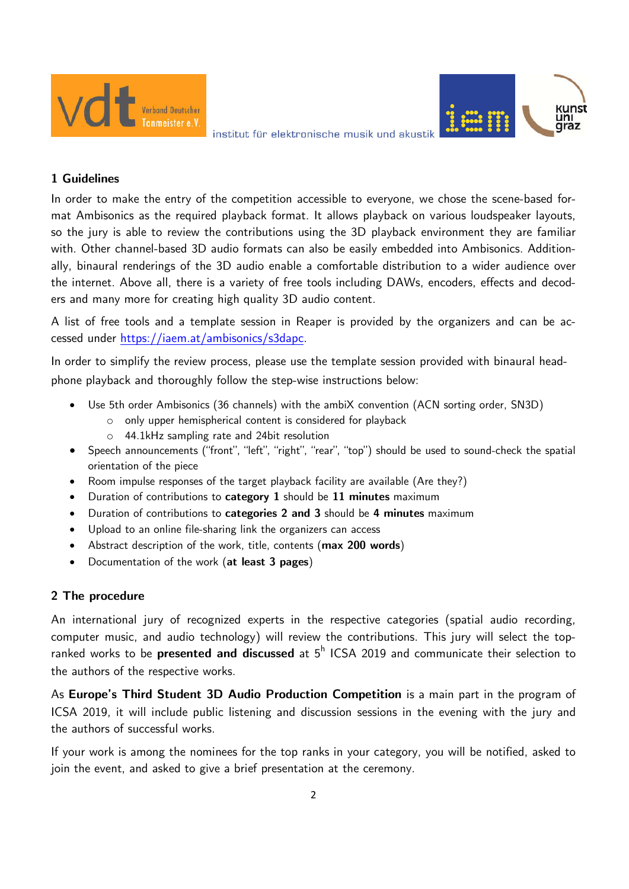## 1 Guidelines

In order to make the entry of the competition accessible to everyone, we chose the scene-based format Ambisonics as the required playback format. It allows playback on various loudspeaker layouts, so the jury is able to review the contributions using the 3D playback environment they are familiar with. Other channel-based 3D audio formats can also be easily embedded into Ambisonics. Additionally, binaural renderings of the 3D audio enable a comfortable distribution to a wider audience over the internet. Above all, there is a variety of free tools including DAWs, encoders, effects and decoders and many more for creating high quality 3D audio content.

A list of free tools and a template session in Reaper is provided by the organizers and can be accessed under https://iaem.at/ambisonics/s3dapc.

In order to simplify the review process, please use the template session provided with binaural headphone playback and thoroughly follow the step-wise instructions below:

- Use 5th order Ambisonics (36 channels) with the ambiX convention (ACN sorting order, SN3D)
  - only upper hemispherical content is considered for playback
  - 44.1kHz sampling rate and 24bit resolution
- Speech announcements ("front", "left", "right", "rear", "top") should be used to sound-check the spatial orientation of the piece
- Room impulse responses of the target playback facility are available (Are they?)
- Duration of contributions to **category 1** should be **11 minutes** maximum
- Duration of contributions to **categories 2 and 3** should be **4 minutes** maximum
- Upload to an online file-sharing link the organizers can access
- Abstract description of the work, title, contents (**max 200 words**)
- Documentation of the work (**at least 3 pages**)

## 2 The procedure

An international jury of recognized experts in the respective categories (spatial audio recording, computer music, and audio technology) will review the contributions. This jury will select the top-ranked works to be **presented and discussed** at 5[h] ICSA 2019 and communicate their selection to the authors of the respective works.

As **Europe's Third Student 3D Audio Production Competition** is a main part in the program of ICSA 2019, it will include public listening and discussion sessions in the evening with the jury and the authors of successful works.

If your work is among the nominees for the top ranks in your category, you will be notified, asked to join the event, and asked to give a brief presentation at the ceremony.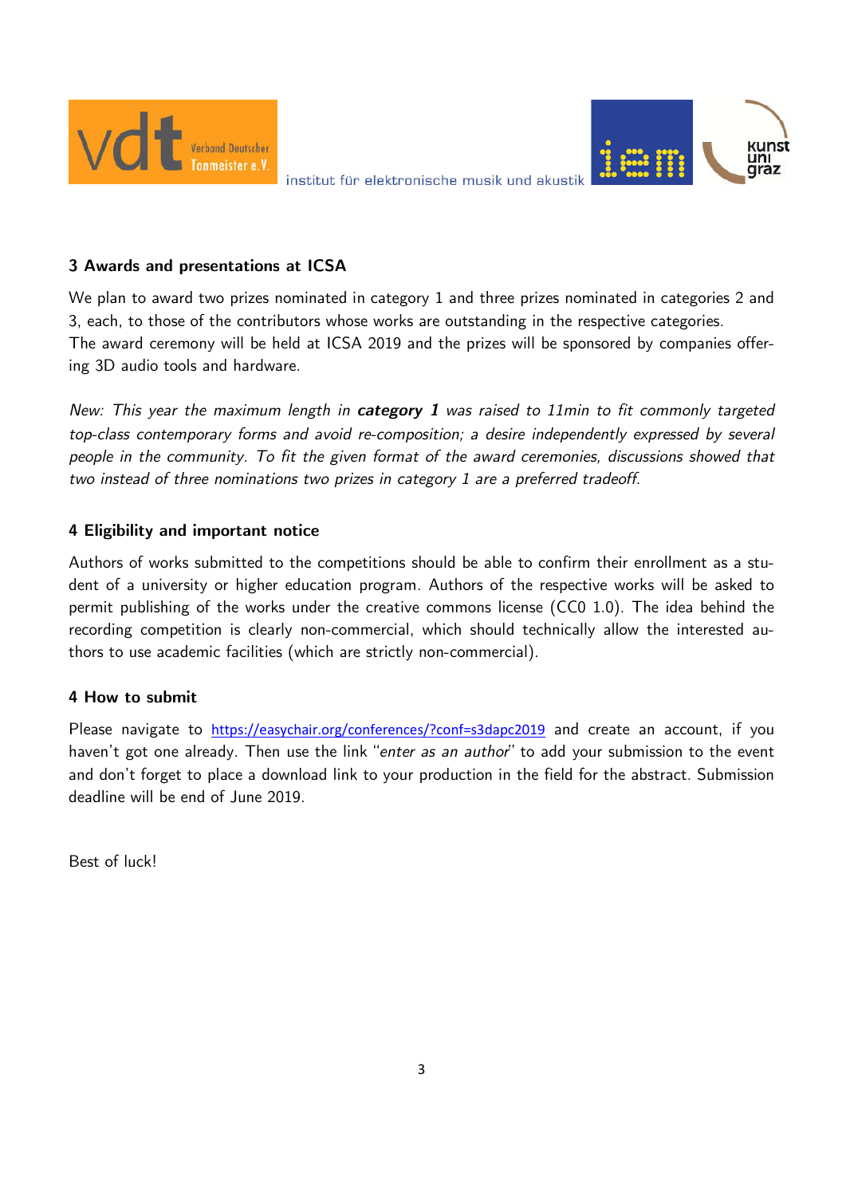### 3 Awards and presentations at ICSA

We plan to award two prizes nominated in category 1 and three prizes nominated in categories 2 and 3, each, to those of the contributors whose works are outstanding in the respective categories. The award ceremony will be held at ICSA 2019 and the prizes will be sponsored by companies offering 3D audio tools and hardware.

*New: This year the maximum length in **category 1** was raised to 11min to fit commonly targeted top-class contemporary forms and avoid re-composition; a desire independently expressed by several people in the community. To fit the given format of the award ceremonies, discussions showed that two instead of three nominations two prizes in category 1 are a preferred tradeoff.*

### 4 Eligibility and important notice

Authors of works submitted to the competitions should be able to confirm their enrollment as a student of a university or higher education program. Authors of the respective works will be asked to permit publishing of the works under the creative commons license (CC0 1.0). The idea behind the recording competition is clearly non-commercial, which should technically allow the interested authors to use academic facilities (which are strictly non-commercial).

### 4 How to submit

Please navigate to https://easychair.org/conferences/?conf=s3dapc2019 and create an account, if you haven't got one already. Then use the link "*enter as an author*" to add your submission to the event and don't forget to place a download link to your production in the field for the abstract. Submission deadline will be end of June 2019.

Best of luck!